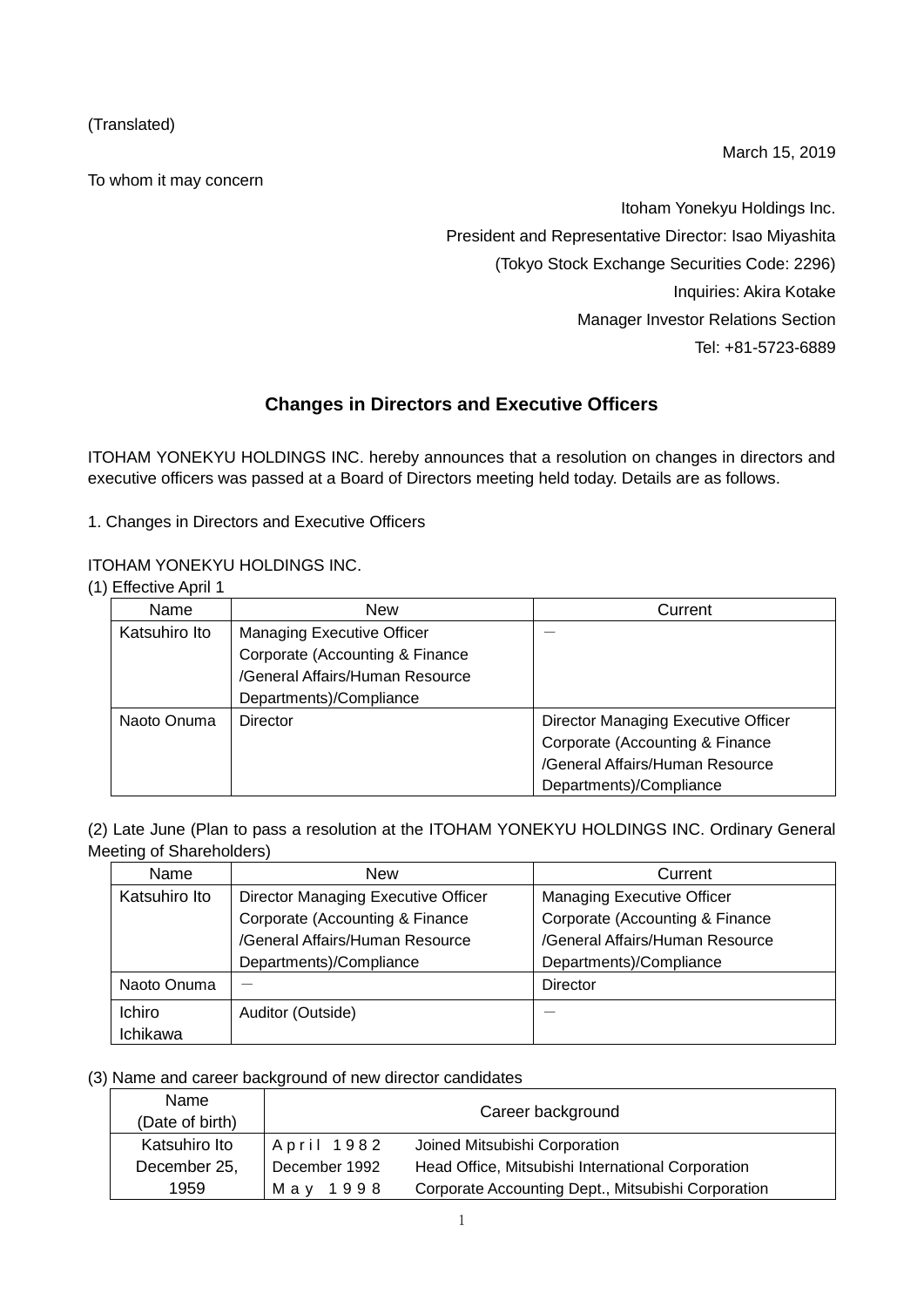(Translated)

March 15, 2019

To whom it may concern

Itoham Yonekyu Holdings Inc.
President and Representative Director: Isao Miyashita
(Tokyo Stock Exchange Securities Code: 2296)
Inquiries: Akira Kotake
Manager Investor Relations Section
Tel: +81-5723-6889

## Changes in Directors and Executive Officers

ITOHAM YONEKYU HOLDINGS INC. hereby announces that a resolution on changes in directors and executive officers was passed at a Board of Directors meeting held today. Details are as follows.

1. Changes in Directors and Executive Officers

ITOHAM YONEKYU HOLDINGS INC.

(1) Effective April 1

| Name | New | Current |
|---|---|---|
| Katsuhiro Ito | Managing Executive Officer Corporate (Accounting & Finance /General Affairs/Human Resource Departments)/Compliance | － |
| Naoto Onuma | Director | Director Managing Executive Officer Corporate (Accounting & Finance /General Affairs/Human Resource Departments)/Compliance |

(2) Late June (Plan to pass a resolution at the ITOHAM YONEKYU HOLDINGS INC. Ordinary General Meeting of Shareholders)

| Name | New | Current |
|---|---|---|
| Katsuhiro Ito | Director Managing Executive Officer Corporate (Accounting & Finance /General Affairs/Human Resource Departments)/Compliance | Managing Executive Officer Corporate (Accounting & Finance /General Affairs/Human Resource Departments)/Compliance |
| Naoto Onuma | － | Director |
| Ichiro Ichikawa | Auditor (Outside) | － |

(3) Name and career background of new director candidates

| Name (Date of birth) | Career background | |
|---|---|---|
| Katsuhiro Ito December 25, 1959 | April 1982 | Joined Mitsubishi Corporation |
| | December 1992 | Head Office, Mitsubishi International Corporation |
| | May 1998 | Corporate Accounting Dept., Mitsubishi Corporation |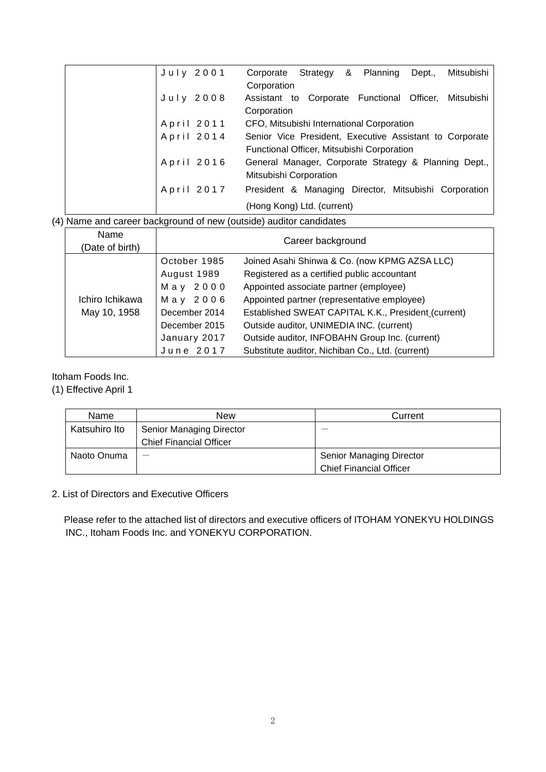| | |
|---|---|
| | July 2001 Corporate Strategy & Planning Dept., Mitsubishi Corporation<br>July 2008 Assistant to Corporate Functional Officer, Mitsubishi Corporation<br>April 2011 CFO, Mitsubishi International Corporation<br>April 2014 Senior Vice President, Executive Assistant to Corporate Functional Officer, Mitsubishi Corporation<br>April 2016 General Manager, Corporate Strategy & Planning Dept., Mitsubishi Corporation<br>April 2017 President & Managing Director, Mitsubishi Corporation (Hong Kong) Ltd. (current) |

(4) Name and career background of new (outside) auditor candidates

| Name (Date of birth) | Career background |
|---|---|
| Ichiro Ichikawa<br>May 10, 1958 | October 1985 Joined Asahi Shinwa & Co. (now KPMG AZSA LLC)<br>August 1989 Registered as a certified public accountant<br>May 2000 Appointed associate partner (employee)<br>May 2006 Appointed partner (representative employee)<br>December 2014 Established SWEAT CAPITAL K.K., President (current)<br>December 2015 Outside auditor, UNIMEDIA INC. (current)<br>January 2017 Outside auditor, INFOBAHN Group Inc. (current)<br>June 2017 Substitute auditor, Nichiban Co., Ltd. (current) |

Itoham Foods Inc.

(1) Effective April 1

| Name | New | Current |
|---|---|---|
| Katsuhiro Ito | Senior Managing Director<br>Chief Financial Officer | — |
| Naoto Onuma | — | Senior Managing Director<br>Chief Financial Officer |

2. List of Directors and Executive Officers

Please refer to the attached list of directors and executive officers of ITOHAM YONEKYU HOLDINGS INC., Itoham Foods Inc. and YONEKYU CORPORATION.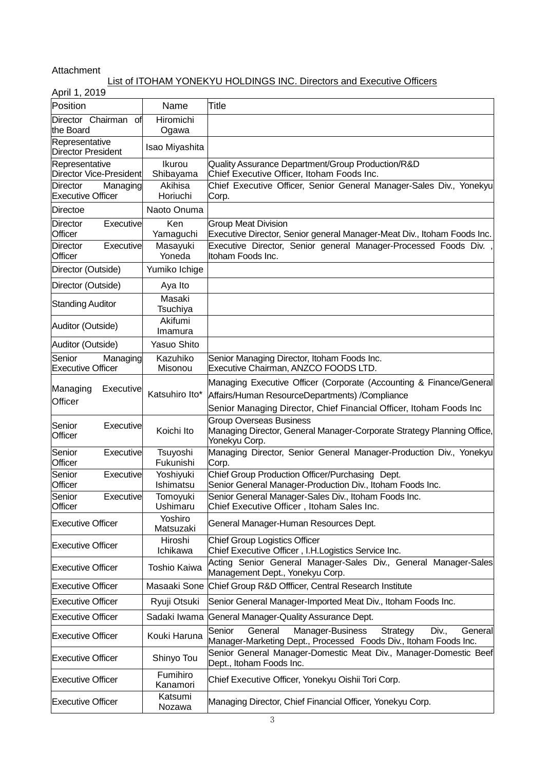Attachment

List of ITOHAM YONEKYU HOLDINGS INC. Directors and Executive Officers

April 1, 2019

| Position | Name | Title |
|---|---|---|
| Director Chairman of the Board | Hiromichi Ogawa | |
| Representative Director President | Isao Miyashita | |
| Representative Director Vice-President | Ikurou Shibayama | Quality Assurance Department/Group Production/R&D<br>Chief Executive Officer, Itoham Foods Inc. |
| Director Managing Executive Officer | Akihisa Horiuchi | Chief Executive Officer, Senior General Manager-Sales Div., Yonekyu Corp. |
| Directoe | Naoto Onuma | |
| Director Executive Officer | Ken Yamaguchi | Group Meat Division<br>Executive Director, Senior general Manager-Meat Div., Itoham Foods Inc. |
| Director Executive Officer | Masayuki Yoneda | Executive Director, Senior general Manager-Processed Foods Div. , Itoham Foods Inc. |
| Director (Outside) | Yumiko Ichige | |
| Director (Outside) | Aya Ito | |
| Standing Auditor | Masaki Tsuchiya | |
| Auditor (Outside) | Akifumi Imamura | |
| Auditor (Outside) | Yasuo Shito | |
| Senior Managing Executive Officer | Kazuhiko Misonou | Senior Managing Director, Itoham Foods Inc.<br>Executive Chairman, ANZCO FOODS LTD. |
| Managing Executive Officer | Katsuhiro Ito* | Managing Executive Officer (Corporate (Accounting & Finance/General Affairs/Human ResourceDepartments) /Compliance<br>Senior Managing Director, Chief Financial Officer, Itoham Foods Inc |
| Senior Executive Officer | Koichi Ito | Group Overseas Business<br>Managing Director, General Manager-Corporate Strategy Planning Office, Yonekyu Corp. |
| Senior Executive Officer | Tsuyoshi Fukunishi | Managing Director, Senior General Manager-Production Div., Yonekyu Corp. |
| Senior Executive Officer | Yoshiyuki Ishimatsu | Chief Group Production Officer/Purchasing Dept.<br>Senior General Manager-Production Div., Itoham Foods Inc. |
| Senior Executive Officer | Tomoyuki Ushimaru | Senior General Manager-Sales Div., Itoham Foods Inc.<br>Chief Executive Officer , Itoham Sales Inc. |
| Executive Officer | Yoshiro Matsuzaki | General Manager-Human Resources Dept. |
| Executive Officer | Hiroshi Ichikawa | Chief Group Logistics Officer<br>Chief Executive Officer , I.H.Logistics Service Inc. |
| Executive Officer | Toshio Kaiwa | Acting Senior General Manager-Sales Div., General Manager-Sales Management Dept., Yonekyu Corp. |
| Executive Officer | Masaaki Sone | Chief Group R&D Offficer, Central Research Institute |
| Executive Officer | Ryuji Otsuki | Senior General Manager-Imported Meat Div., Itoham Foods Inc. |
| Executive Officer | Sadaki Iwama | General Manager-Quality Assurance Dept. |
| Executive Officer | Kouki Haruna | Senior General Manager-Business Strategy Div., General Manager-Marketing Dept., Processed Foods Div., Itoham Foods Inc. |
| Executive Officer | Shinyo Tou | Senior General Manager-Domestic Meat Div., Manager-Domestic Beef Dept., Itoham Foods Inc. |
| Executive Officer | Fumihiro Kanamori | Chief Executive Officer, Yonekyu Oishii Tori Corp. |
| Executive Officer | Katsumi Nozawa | Managing Director, Chief Financial Officer, Yonekyu Corp. |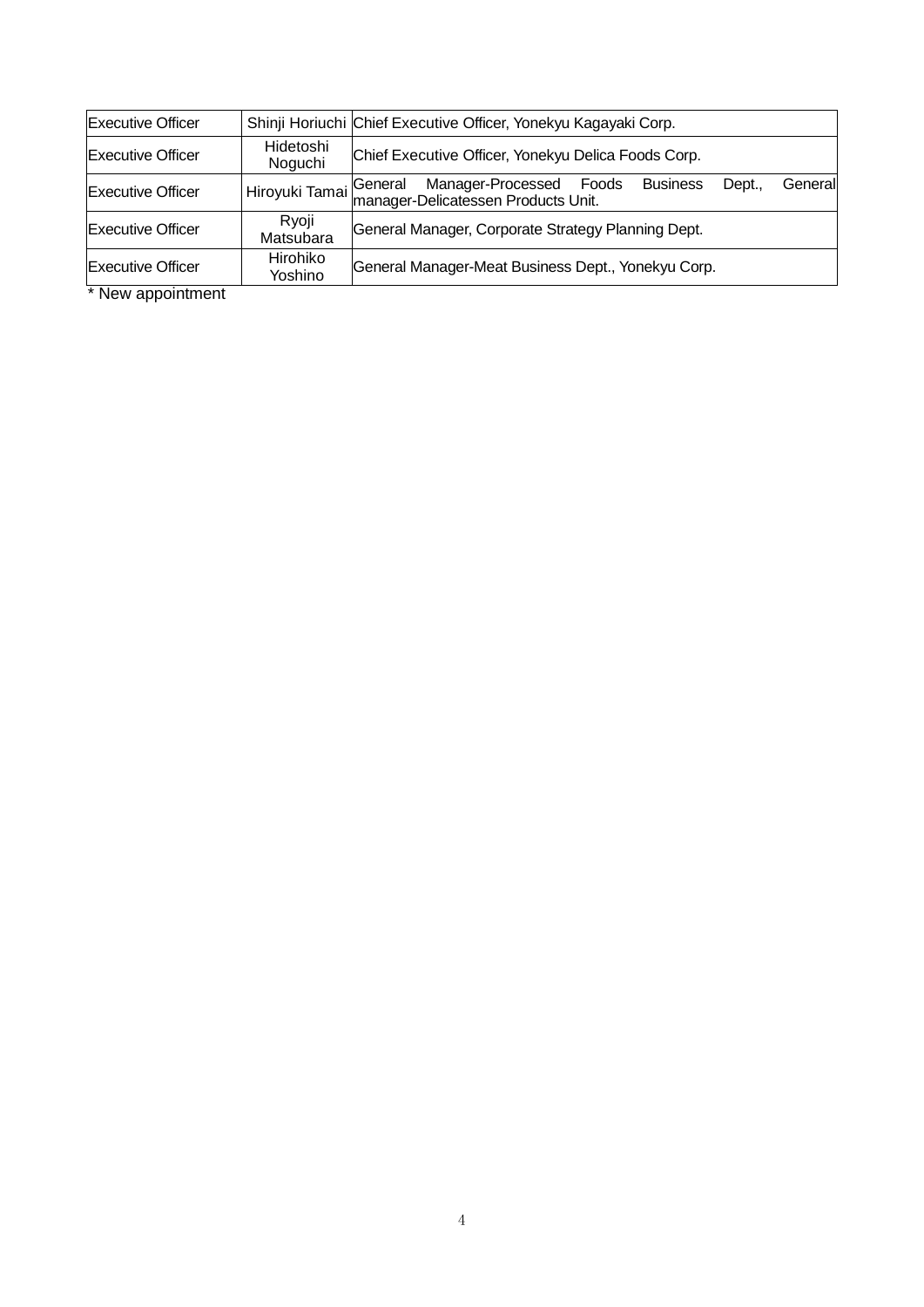| | | |
|---|---|---|
| Executive Officer | Shinji Horiuchi | Chief Executive Officer, Yonekyu Kagayaki Corp. |
| Executive Officer | Hidetoshi Noguchi | Chief Executive Officer, Yonekyu Delica Foods Corp. |
| Executive Officer | Hiroyuki Tamai | General Manager-Processed Foods Business Dept., General manager-Delicatessen Products Unit. |
| Executive Officer | Ryoji Matsubara | General Manager, Corporate Strategy Planning Dept. |
| Executive Officer | Hirohiko Yoshino | General Manager-Meat Business Dept., Yonekyu Corp. |

* New appointment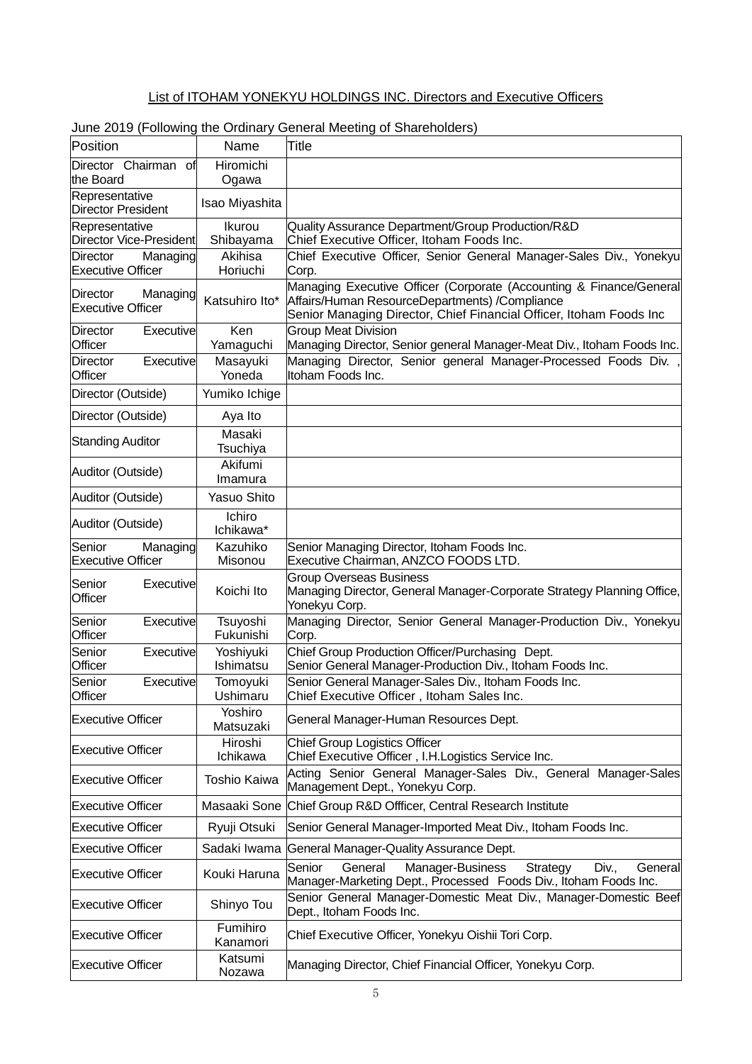List of ITOHAM YONEKYU HOLDINGS INC. Directors and Executive Officers

June 2019 (Following the Ordinary General Meeting of Shareholders)

| Position | Name | Title |
|---|---|---|
| Director Chairman of the Board | Hiromichi Ogawa | |
| Representative Director President | Isao Miyashita | |
| Representative Director Vice-President | Ikurou Shibayama | Quality Assurance Department/Group Production/R&D<br>Chief Executive Officer, Itoham Foods Inc. |
| Director Managing Executive Officer | Akihisa Horiuchi | Chief Executive Officer, Senior General Manager-Sales Div., Yonekyu Corp. |
| Director Managing Executive Officer | Katsuhiro Ito* | Managing Executive Officer (Corporate (Accounting & Finance/General Affairs/Human ResourceDepartments) /Compliance<br>Senior Managing Director, Chief Financial Officer, Itoham Foods Inc |
| Director Executive Officer | Ken Yamaguchi | Group Meat Division<br>Managing Director, Senior general Manager-Meat Div., Itoham Foods Inc. |
| Director Executive Officer | Masayuki Yoneda | Managing Director, Senior general Manager-Processed Foods Div. , Itoham Foods Inc. |
| Director (Outside) | Yumiko Ichige | |
| Director (Outside) | Aya Ito | |
| Standing Auditor | Masaki Tsuchiya | |
| Auditor (Outside) | Akifumi Imamura | |
| Auditor (Outside) | Yasuo Shito | |
| Auditor (Outside) | Ichiro Ichikawa* | |
| Senior Managing Executive Officer | Kazuhiko Misonou | Senior Managing Director, Itoham Foods Inc.<br>Executive Chairman, ANZCO FOODS LTD. |
| Senior Executive Officer | Koichi Ito | Group Overseas Business<br>Managing Director, General Manager-Corporate Strategy Planning Office, Yonekyu Corp. |
| Senior Executive Officer | Tsuyoshi Fukunishi | Managing Director, Senior General Manager-Production Div., Yonekyu Corp. |
| Senior Executive Officer | Yoshiyuki Ishimatsu | Chief Group Production Officer/Purchasing Dept.<br>Senior General Manager-Production Div., Itoham Foods Inc. |
| Senior Executive Officer | Tomoyuki Ushimaru | Senior General Manager-Sales Div., Itoham Foods Inc.<br>Chief Executive Officer , Itoham Sales Inc. |
| Executive Officer | Yoshiro Matsuzaki | General Manager-Human Resources Dept. |
| Executive Officer | Hiroshi Ichikawa | Chief Group Logistics Officer<br>Chief Executive Officer , I.H.Logistics Service Inc. |
| Executive Officer | Toshio Kaiwa | Acting Senior General Manager-Sales Div., General Manager-Sales Management Dept., Yonekyu Corp. |
| Executive Officer | Masaaki Sone | Chief Group R&D Offficer, Central Research Institute |
| Executive Officer | Ryuji Otsuki | Senior General Manager-Imported Meat Div., Itoham Foods Inc. |
| Executive Officer | Sadaki Iwama | General Manager-Quality Assurance Dept. |
| Executive Officer | Kouki Haruna | Senior General Manager-Business Strategy Div., General Manager-Marketing Dept., Processed Foods Div., Itoham Foods Inc. |
| Executive Officer | Shinyo Tou | Senior General Manager-Domestic Meat Div., Manager-Domestic Beef Dept., Itoham Foods Inc. |
| Executive Officer | Fumihiro Kanamori | Chief Executive Officer, Yonekyu Oishii Tori Corp. |
| Executive Officer | Katsumi Nozawa | Managing Director, Chief Financial Officer, Yonekyu Corp. |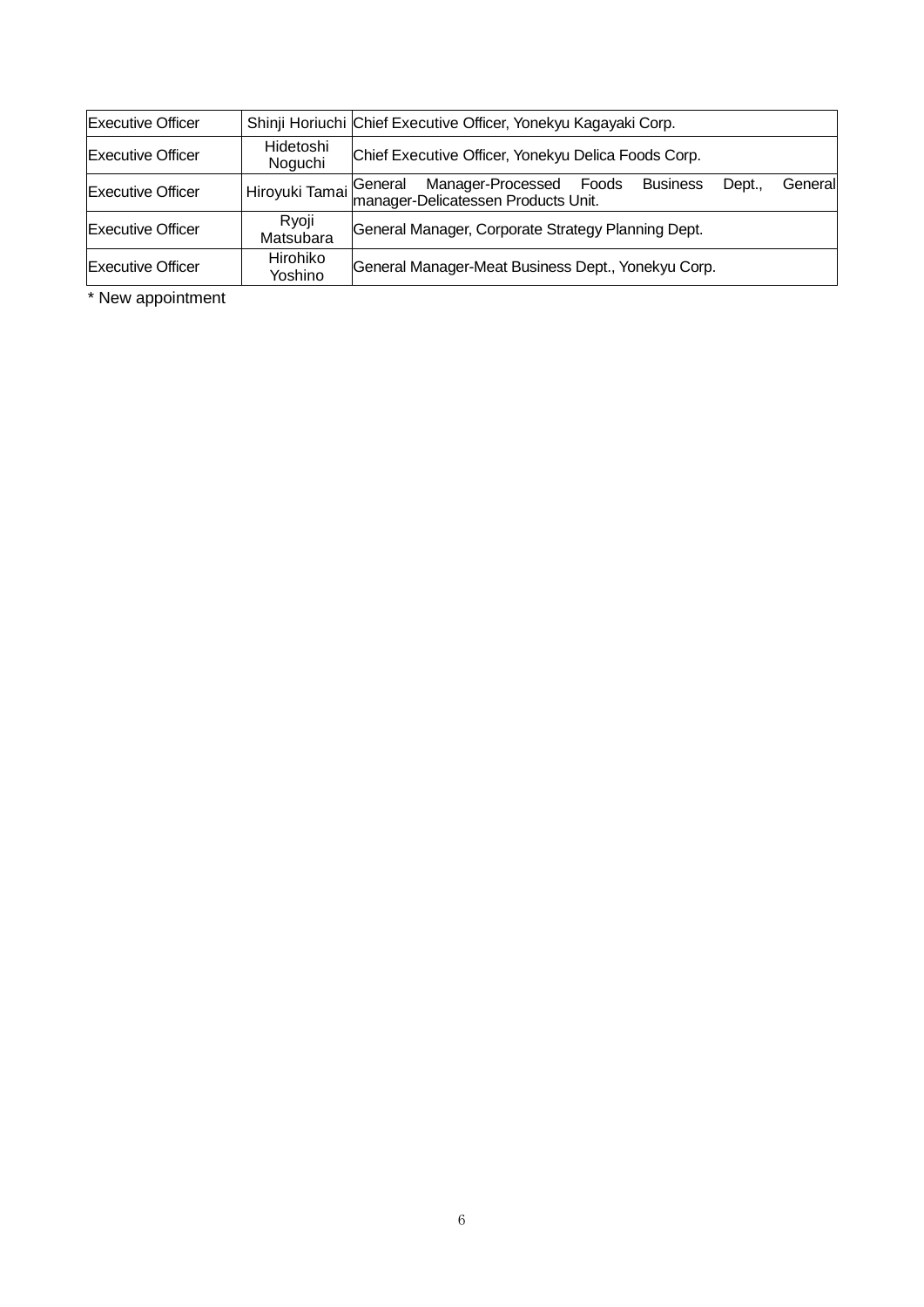| Executive Officer | Shinji Horiuchi | Chief Executive Officer, Yonekyu Kagayaki Corp. |
|---|---|---|
| Executive Officer | Hidetoshi Noguchi | Chief Executive Officer, Yonekyu Delica Foods Corp. |
| Executive Officer | Hiroyuki Tamai | General Manager-Processed Foods Business Dept., General manager-Delicatessen Products Unit. |
| Executive Officer | Ryoji Matsubara | General Manager, Corporate Strategy Planning Dept. |
| Executive Officer | Hirohiko Yoshino | General Manager-Meat Business Dept., Yonekyu Corp. |

* New appointment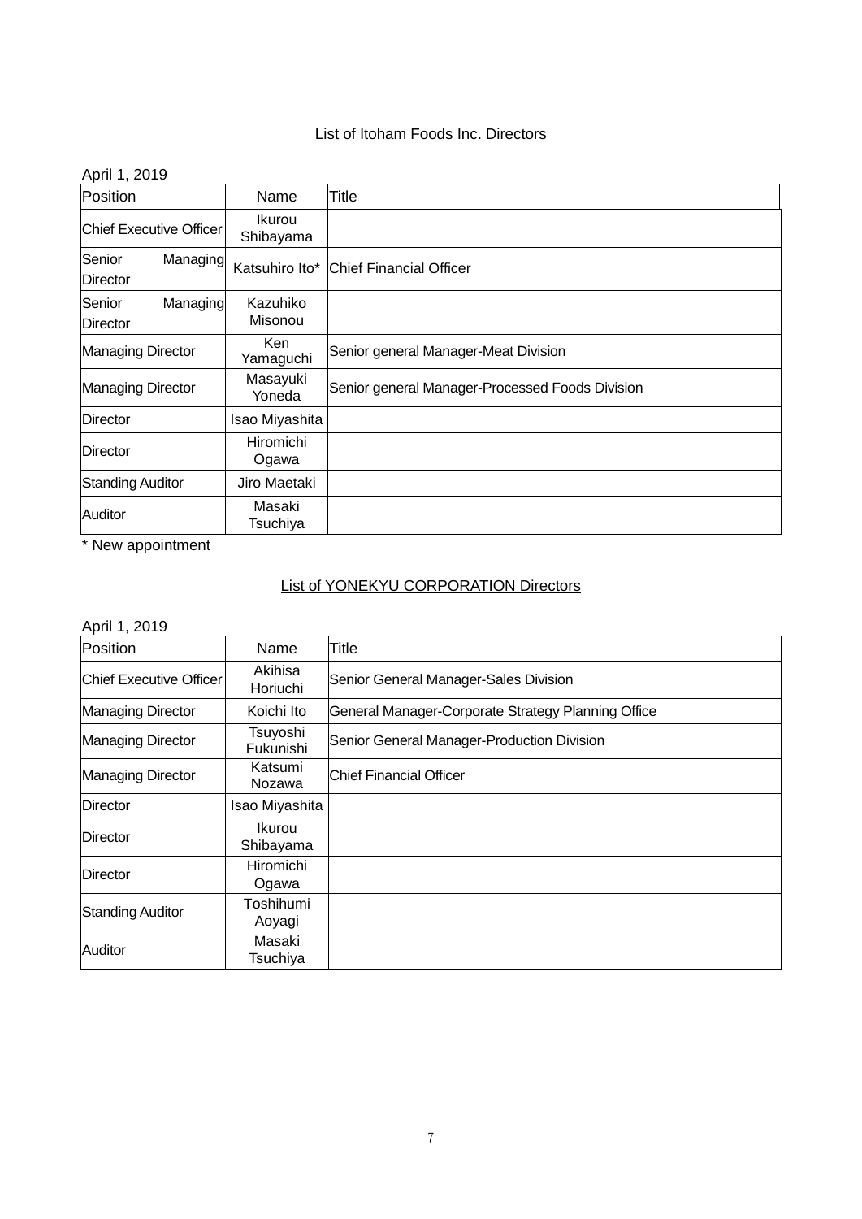## List of Itoham Foods Inc. Directors

April 1, 2019

| Position | Name | Title |
|---|---|---|
| Chief Executive Officer | Ikurou Shibayama | |
| Senior Managing Director | Katsuhiro Ito* | Chief Financial Officer |
| Senior Managing Director | Kazuhiko Misonou | |
| Managing Director | Ken Yamaguchi | Senior general Manager-Meat Division |
| Managing Director | Masayuki Yoneda | Senior general Manager-Processed Foods Division |
| Director | Isao Miyashita | |
| Director | Hiromichi Ogawa | |
| Standing Auditor | Jiro Maetaki | |
| Auditor | Masaki Tsuchiya | |

* New appointment

## List of YONEKYU CORPORATION Directors

April 1, 2019

| Position | Name | Title |
|---|---|---|
| Chief Executive Officer | Akihisa Horiuchi | Senior General Manager-Sales Division |
| Managing Director | Koichi Ito | General Manager-Corporate Strategy Planning Office |
| Managing Director | Tsuyoshi Fukunishi | Senior General Manager-Production Division |
| Managing Director | Katsumi Nozawa | Chief Financial Officer |
| Director | Isao Miyashita | |
| Director | Ikurou Shibayama | |
| Director | Hiromichi Ogawa | |
| Standing Auditor | Toshihumi Aoyagi | |
| Auditor | Masaki Tsuchiya | |